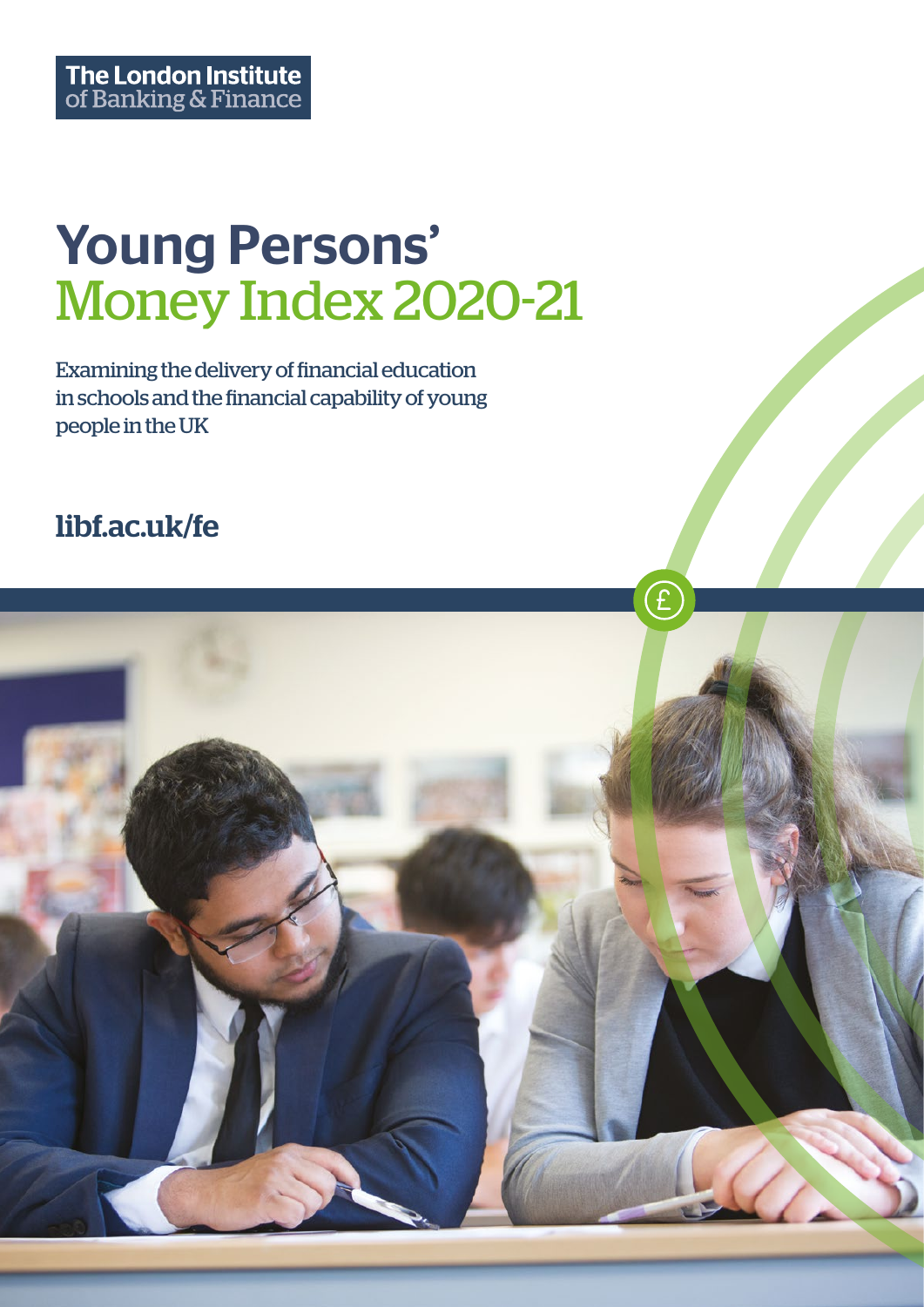The London Institute of Banking & Finance

# Young Persons' Money Index 2020-21

Examining the delivery of financial education in schools and the financial capability of young people in the UK

libf.ac.uk/fe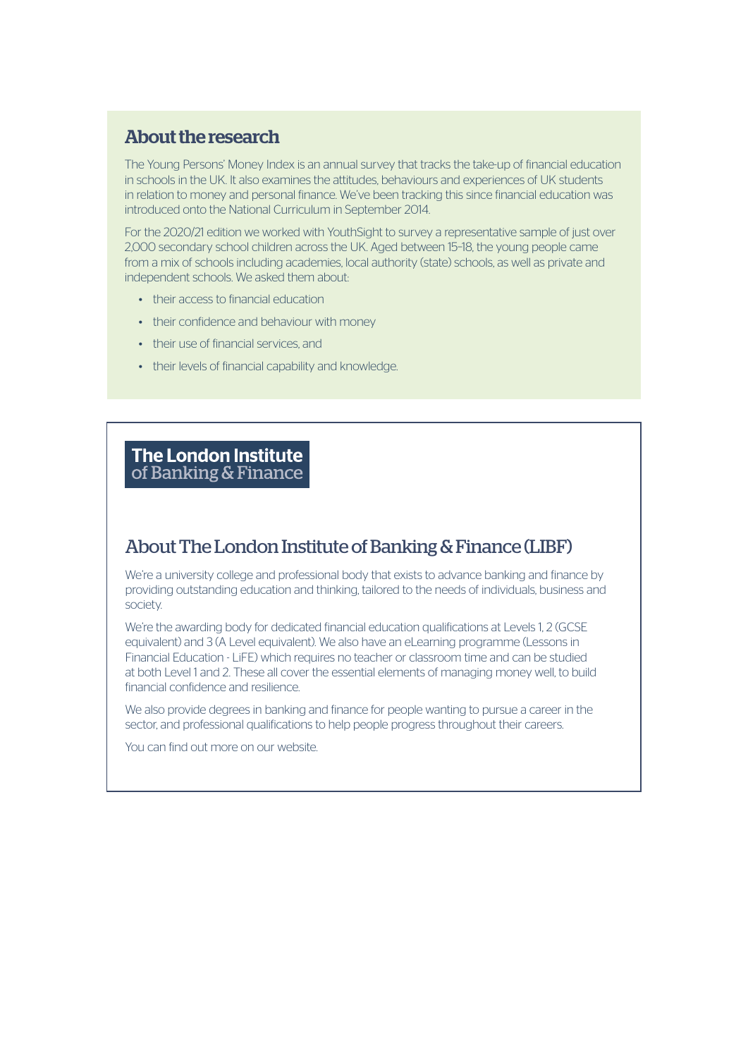## About the research

The Young Persons' Money Index is an annual survey that tracks the take-up of financial education in schools in the UK. It also examines the attitudes, behaviours and experiences of UK students in relation to money and personal finance. We've been tracking this since financial education was introduced onto the National Curriculum in September 2014.

For the 2020/21 edition we worked with YouthSight to survey a representative sample of just over 2,000 secondary school children across the UK. Aged between 15-18, the young people came from a mix of schools including academies, local authority (state) schools, as well as private and independent schools. We asked them about:

- their access to financial education
- their confidence and behaviour with money
- their use of financial services, and
- their levels of financial capability and knowledge.

**The London Institute of Banking & Finance**

## About The London Institute of Banking & Finance (LIBF)

We're a university college and professional body that exists to advance banking and finance by providing outstanding education and thinking, tailored to the needs of individuals, business and society.

We're the awarding body for dedicated financial education qualifications at Levels 1, 2 (GCSE equivalent) and 3 (A Level equivalent). We also have an eLearning programme (Lessons in Financial Education - LiFE) which requires no teacher or classroom time and can be studied at both Level 1 and 2. These all cover the essential elements of managing money well, to build financial confidence and resilience.

We also provide degrees in banking and finance for people wanting to pursue a career in the sector, and professional qualifications to help people progress throughout their careers.

You can find out more on our website.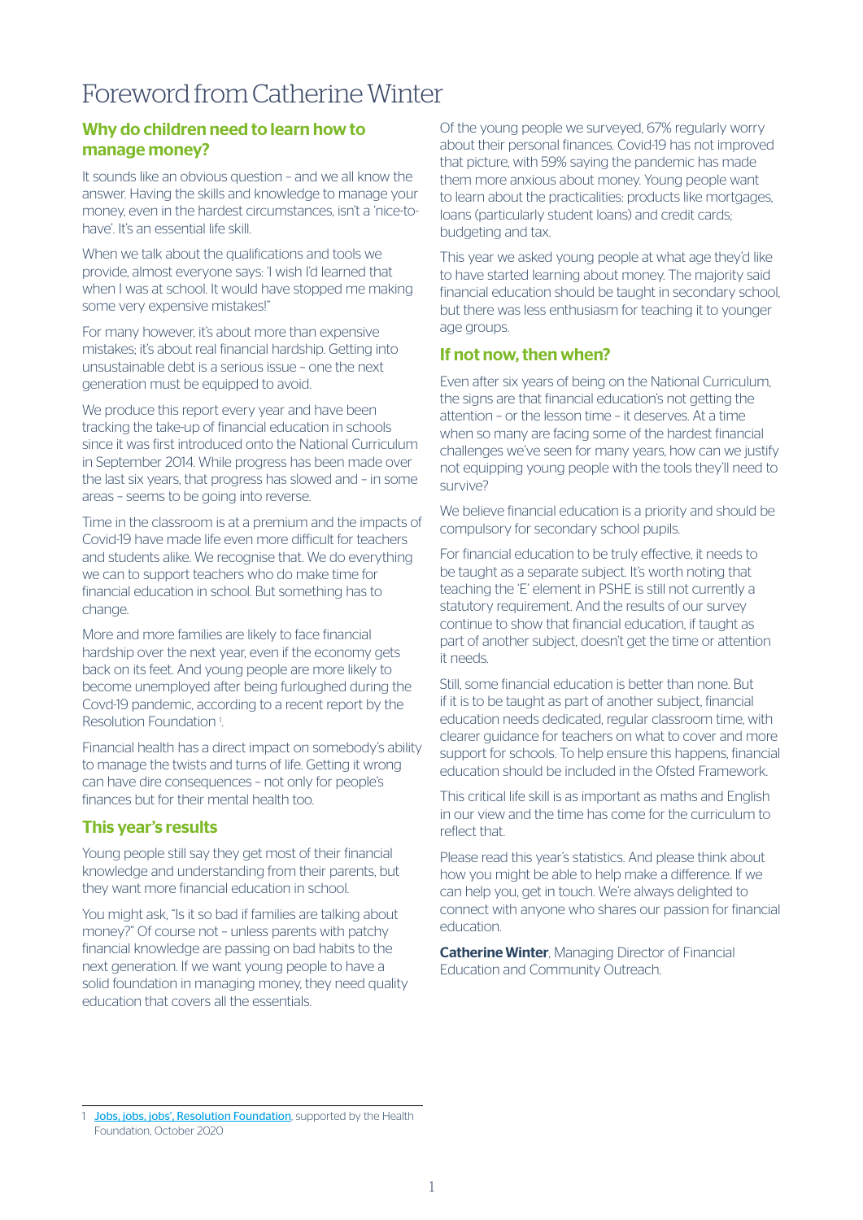# Foreword from Catherine Winter

## Why do children need to learn how to manage money?

It sounds like an obvious question – and we all know the answer. Having the skills and knowledge to manage your money, even in the hardest circumstances, isn't a 'nice-to-have'. It's an essential life skill.

When we talk about the qualifications and tools we provide, almost everyone says: 'I wish I'd learned that when I was at school. It would have stopped me making some very expensive mistakes!"

For many however, it's about more than expensive mistakes; it's about real financial hardship. Getting into unsustainable debt is a serious issue – one the next generation must be equipped to avoid.

We produce this report every year and have been tracking the take-up of financial education in schools since it was first introduced onto the National Curriculum in September 2014. While progress has been made over the last six years, that progress has slowed and – in some areas – seems to be going into reverse.

Time in the classroom is at a premium and the impacts of Covid-19 have made life even more difficult for teachers and students alike. We recognise that. We do everything we can to support teachers who do make time for financial education in school. But something has to change.

More and more families are likely to face financial hardship over the next year, even if the economy gets back on its feet. And young people are more likely to become unemployed after being furloughed during the Covd-19 pandemic, according to a recent report by the Resolution Foundation [1].

Financial health has a direct impact on somebody's ability to manage the twists and turns of life. Getting it wrong can have dire consequences – not only for people's finances but for their mental health too.

## This year's results

Young people still say they get most of their financial knowledge and understanding from their parents, but they want more financial education in school.

You might ask, "Is it so bad if families are talking about money?" Of course not – unless parents with patchy financial knowledge are passing on bad habits to the next generation. If we want young people to have a solid foundation in managing money, they need quality education that covers all the essentials.

Of the young people we surveyed, 67% regularly worry about their personal finances. Covid-19 has not improved that picture, with 59% saying the pandemic has made them more anxious about money. Young people want to learn about the practicalities: products like mortgages, loans (particularly student loans) and credit cards; budgeting and tax.

This year we asked young people at what age they'd like to have started learning about money. The majority said financial education should be taught in secondary school, but there was less enthusiasm for teaching it to younger age groups.

## If not now, then when?

Even after six years of being on the National Curriculum, the signs are that financial education's not getting the attention – or the lesson time – it deserves. At a time when so many are facing some of the hardest financial challenges we've seen for many years, how can we justify not equipping young people with the tools they'll need to survive?

We believe financial education is a priority and should be compulsory for secondary school pupils.

For financial education to be truly effective, it needs to be taught as a separate subject. It's worth noting that teaching the 'E' element in PSHE is still not currently a statutory requirement. And the results of our survey continue to show that financial education, if taught as part of another subject, doesn't get the time or attention it needs.

Still, some financial education is better than none. But if it is to be taught as part of another subject, financial education needs dedicated, regular classroom time, with clearer guidance for teachers on what to cover and more support for schools. To help ensure this happens, financial education should be included in the Ofsted Framework.

This critical life skill is as important as maths and English in our view and the time has come for the curriculum to reflect that.

Please read this year's statistics. And please think about how you might be able to help make a difference. If we can help you, get in touch. We're always delighted to connect with anyone who shares our passion for financial education.

**Catherine Winter**, Managing Director of Financial Education and Community Outreach.

---

1 Jobs, jobs, jobs', Resolution Foundation, supported by the Health Foundation, October 2020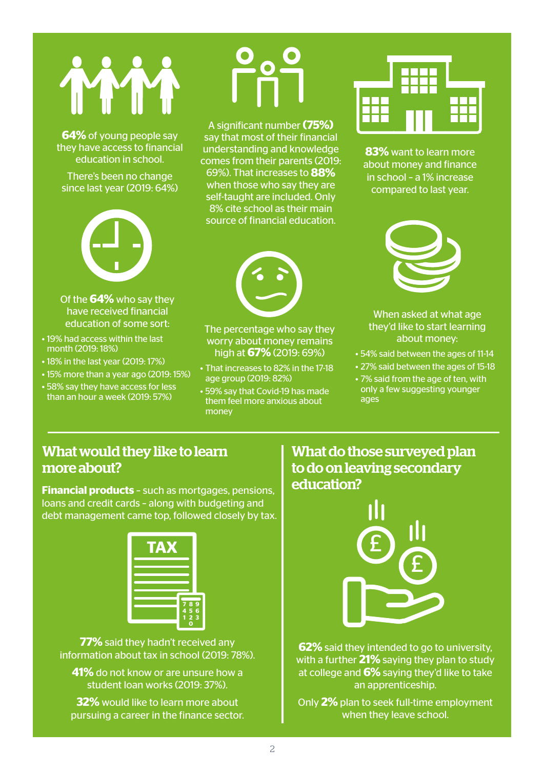**64%** of young people say they have access to financial education in school.

There's been no change since last year (2019: 64%)

Of the **64%** who say they have received financial education of some sort:

- 19% had access within the last month (2019: 18%)
- 18% in the last year (2019: 17%)
- 15% more than a year ago (2019: 15%)
- 58% say they have access for less than an hour a week (2019: 57%)

A significant number **(75%)** say that most of their financial understanding and knowledge comes from their parents (2019: 69%). That increases to **88%** when those who say they are self-taught are included. Only 8% cite school as their main source of financial education.

The percentage who say they worry about money remains high at **67%** (2019: 69%)

- That increases to 82% in the 17-18 age group (2019: 82%)
- 59% say that Covid-19 has made them feel more anxious about money

**83%** want to learn more about money and finance in school – a 1% increase compared to last year.

When asked at what age they'd like to start learning about money:

- 54% said between the ages of 11-14
- 27% said between the ages of 15-18
- 7% said from the age of ten, with only a few suggesting younger ages

## What would they like to learn more about?

**Financial products** – such as mortgages, pensions, loans and credit cards – along with budgeting and debt management came top, followed closely by tax.

**77%** said they hadn't received any information about tax in school (2019: 78%).

**41%** do not know or are unsure how a student loan works (2019: 37%).

**32%** would like to learn more about pursuing a career in the finance sector.

## What do those surveyed plan to do on leaving secondary education?

**62%** said they intended to go to university, with a further **21%** saying they plan to study at college and **6%** saying they'd like to take an apprenticeship.

Only **2%** plan to seek full-time employment when they leave school.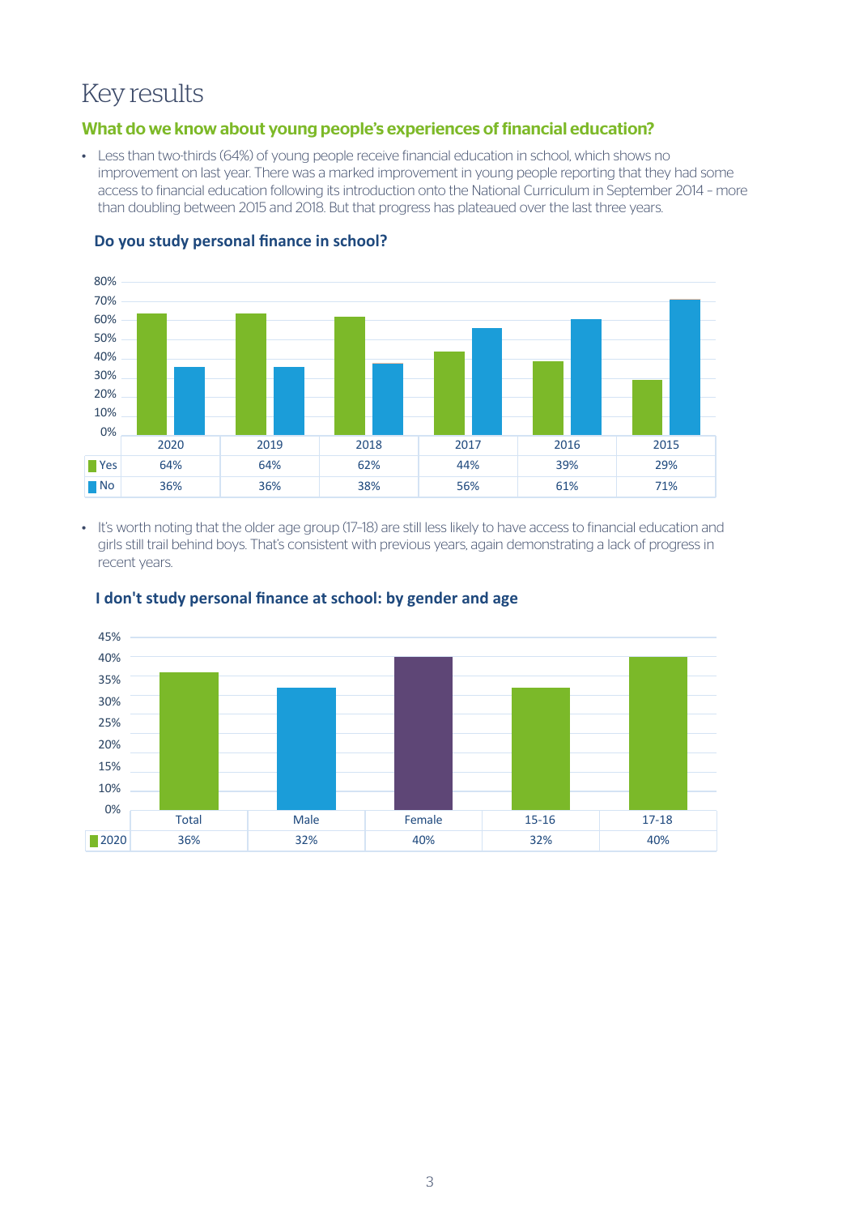# Key results

## What do we know about young people's experiences of financial education?

- Less than two-thirds (64%) of young people receive financial education in school, which shows no improvement on last year. There was a marked improvement in young people reporting that they had some access to financial education following its introduction onto the National Curriculum in September 2014 – more than doubling between 2015 and 2018. But that progress has plateaued over the last three years.

### Do you study personal finance in school?

| | 2020 | 2019 | 2018 | 2017 | 2016 | 2015 |
|---|---|---|---|---|---|---|
| Yes | 64% | 64% | 62% | 44% | 39% | 29% |
| No | 36% | 36% | 38% | 56% | 61% | 71% |

- It's worth noting that the older age group (17-18) are still less likely to have access to financial education and girls still trail behind boys. That's consistent with previous years, again demonstrating a lack of progress in recent years.

### I don't study personal finance at school: by gender and age

| | Total | Male | Female | 15-16 | 17-18 |
|---|---|---|---|---|---|
| 2020 | 36% | 32% | 40% | 32% | 40% |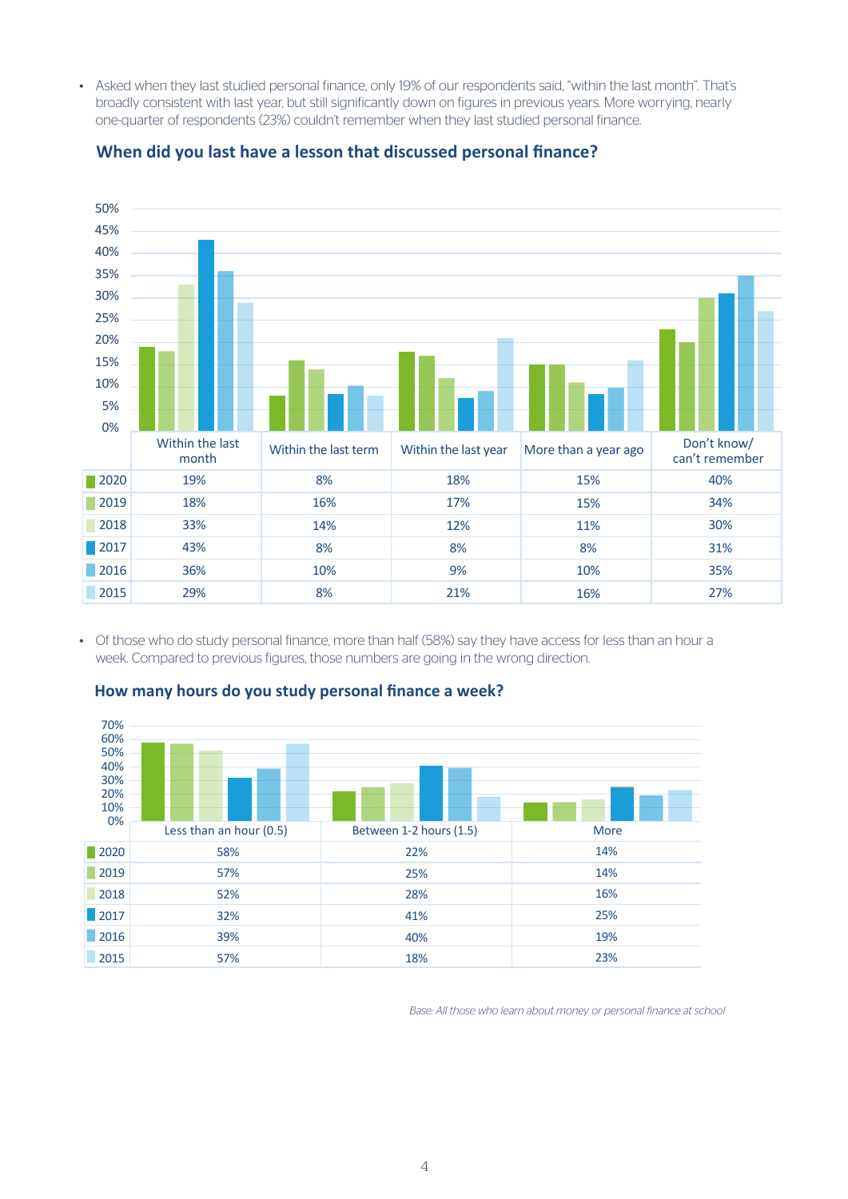- Asked when they last studied personal finance, only 19% of our respondents said, "within the last month". That's broadly consistent with last year, but still significantly down on figures in previous years. More worrying, nearly one-quarter of respondents (23%) couldn't remember when they last studied personal finance.

### When did you last have a lesson that discussed personal finance?

| | Within the last month | Within the last term | Within the last year | More than a year ago | Don't know/ can't remember |
|---|---|---|---|---|---|
| 2020 | 19% | 8% | 18% | 15% | 40% |
| 2019 | 18% | 16% | 17% | 15% | 34% |
| 2018 | 33% | 14% | 12% | 11% | 30% |
| 2017 | 43% | 8% | 8% | 8% | 31% |
| 2016 | 36% | 10% | 9% | 10% | 35% |
| 2015 | 29% | 8% | 21% | 16% | 27% |

- Of those who do study personal finance, more than half (58%) say they have access for less than an hour a week. Compared to previous figures, those numbers are going in the wrong direction.

### How many hours do you study personal finance a week?

| | Less than an hour (0.5) | Between 1-2 hours (1.5) | More |
|---|---|---|---|
| 2020 | 58% | 22% | 14% |
| 2019 | 57% | 25% | 14% |
| 2018 | 52% | 28% | 16% |
| 2017 | 32% | 41% | 25% |
| 2016 | 39% | 40% | 19% |
| 2015 | 57% | 18% | 23% |

*Base: All those who learn about money or personal finance at school*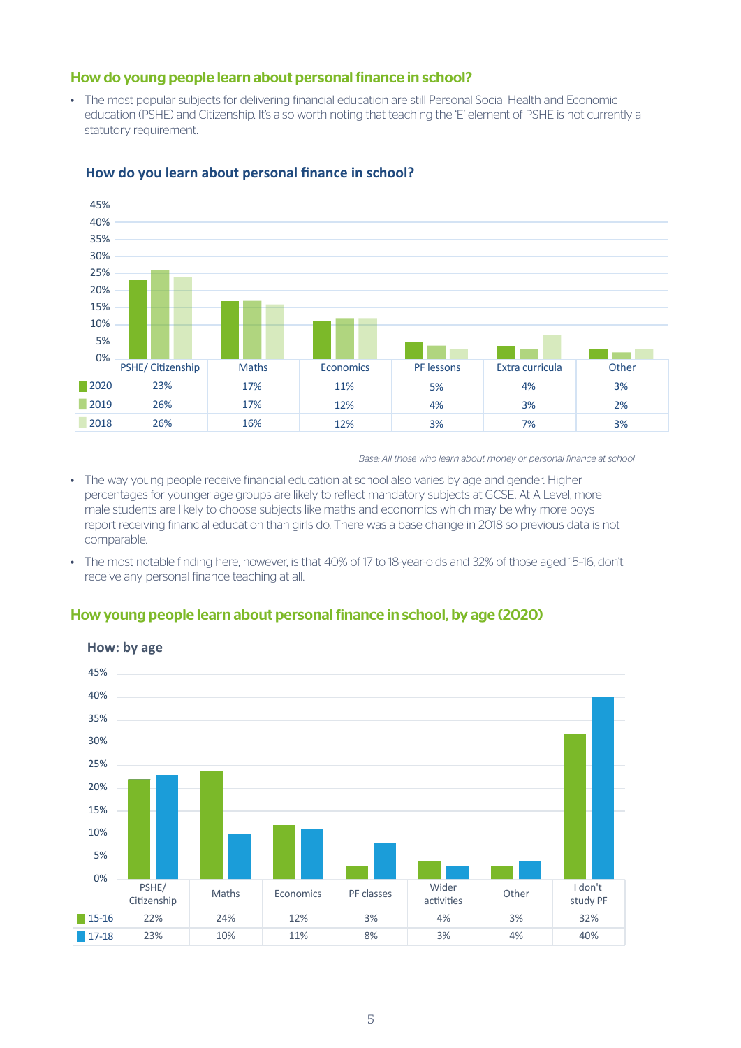## How do young people learn about personal finance in school?

- The most popular subjects for delivering financial education are still Personal Social Health and Economic education (PSHE) and Citizenship. It's also worth noting that teaching the 'E' element of PSHE is not currently a statutory requirement.

### How do you learn about personal finance in school?

| | PSHE/ Citizenship | Maths | Economics | PF lessons | Extra curricula | Other |
|---|---|---|---|---|---|---|
| 2020 | 23% | 17% | 11% | 5% | 4% | 3% |
| 2019 | 26% | 17% | 12% | 4% | 3% | 2% |
| 2018 | 26% | 16% | 12% | 3% | 7% | 3% |

*Base: All those who learn about money or personal finance at school*

- The way young people receive financial education at school also varies by age and gender. Higher percentages for younger age groups are likely to reflect mandatory subjects at GCSE. At A Level, more male students are likely to choose subjects like maths and economics which may be why more boys report receiving financial education than girls do. There was a base change in 2018 so previous data is not comparable.
- The most notable finding here, however, is that 40% of 17 to 18-year-olds and 32% of those aged 15-16, don't receive any personal finance teaching at all.

## How young people learn about personal finance in school, by age (2020)

### How: by age

| | PSHE/ Citizenship | Maths | Economics | PF classes | Wider activities | Other | I don't study PF |
|---|---|---|---|---|---|---|---|
| 15-16 | 22% | 24% | 12% | 3% | 4% | 3% | 32% |
| 17-18 | 23% | 10% | 11% | 8% | 3% | 4% | 40% |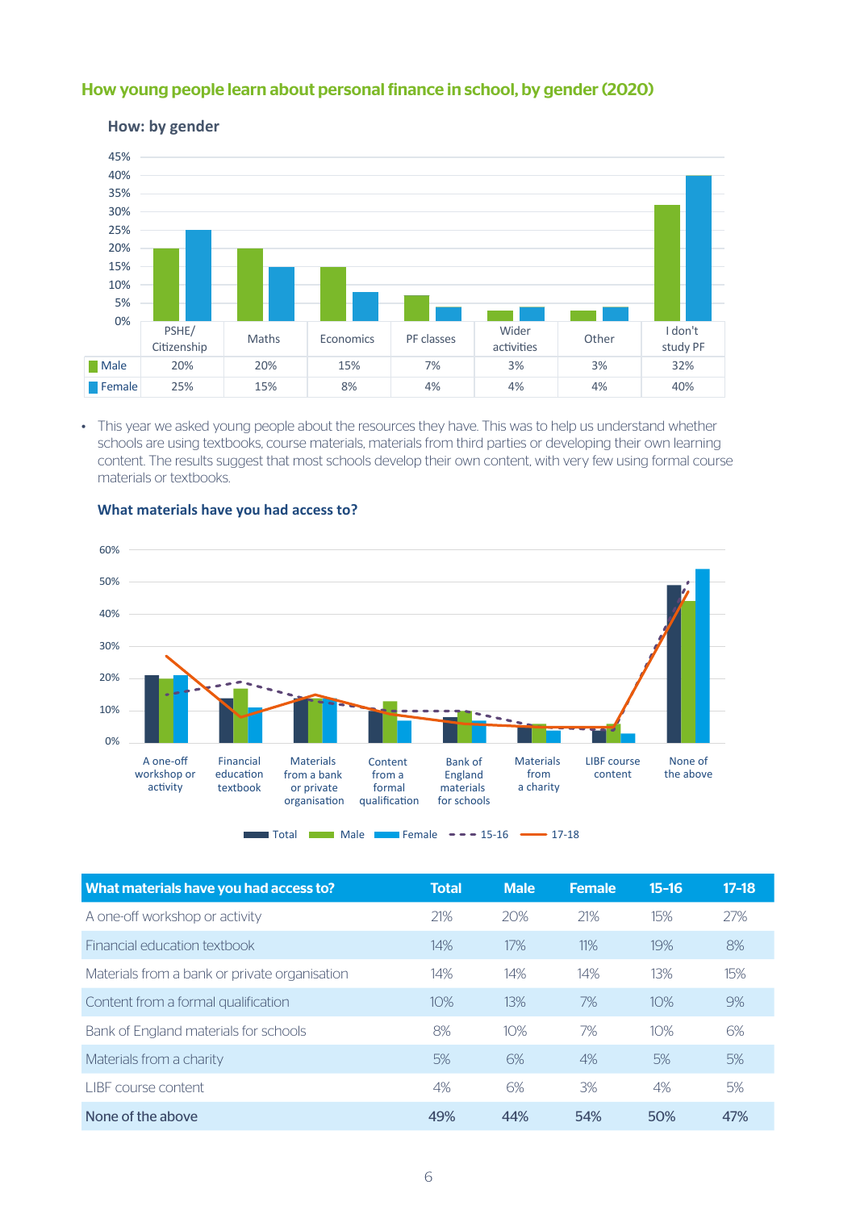## How young people learn about personal finance in school, by gender (2020)

**How: by gender**

|  | PSHE/ Citizenship | Maths | Economics | PF classes | Wider activities | Other | I don't study PF |
|---|---|---|---|---|---|---|---|
| Male | 20% | 20% | 15% | 7% | 3% | 3% | 32% |
| Female | 25% | 15% | 8% | 4% | 4% | 4% | 40% |

- This year we asked young people about the resources they have. This was to help us understand whether schools are using textbooks, course materials, materials from third parties or developing their own learning content. The results suggest that most schools develop their own content, with very few using formal course materials or textbooks.

**What materials have you had access to?**

| What materials have you had access to? | Total | Male | Female | 15–16 | 17–18 |
|---|---|---|---|---|---|
| A one-off workshop or activity | 21% | 20% | 21% | 15% | 27% |
| Financial education textbook | 14% | 17% | 11% | 19% | 8% |
| Materials from a bank or private organisation | 14% | 14% | 14% | 13% | 15% |
| Content from a formal qualification | 10% | 13% | 7% | 10% | 9% |
| Bank of England materials for schools | 8% | 10% | 7% | 10% | 6% |
| Materials from a charity | 5% | 6% | 4% | 5% | 5% |
| LIBF course content | 4% | 6% | 3% | 4% | 5% |
| **None of the above** | **49%** | **44%** | **54%** | **50%** | **47%** |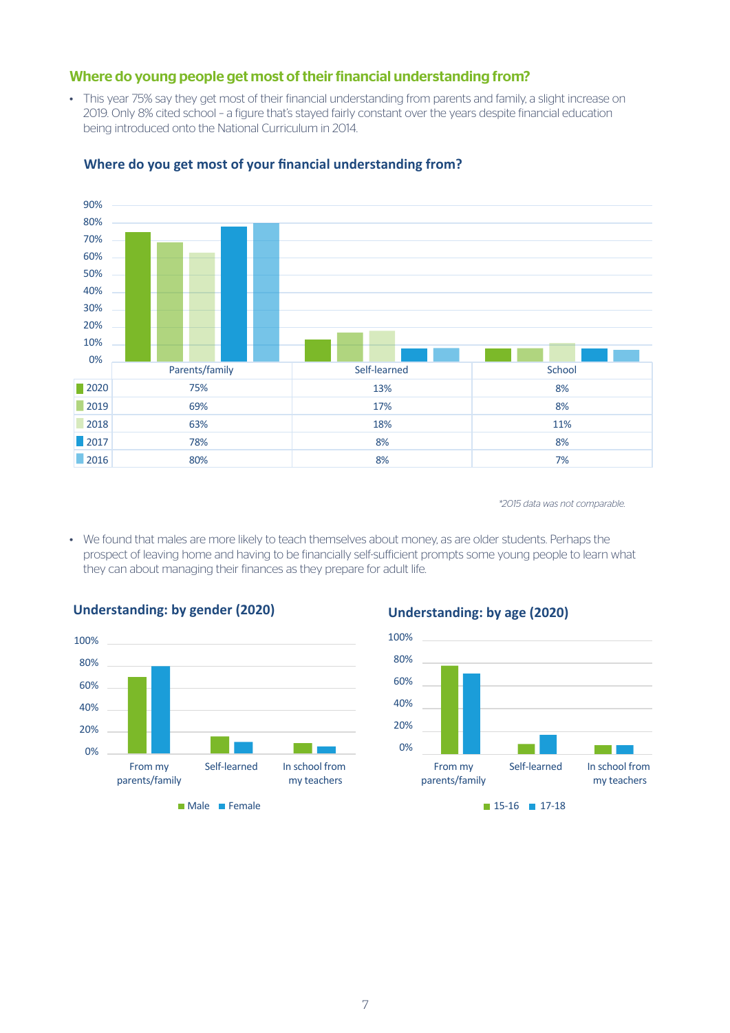## Where do young people get most of their financial understanding from?

- This year 75% say they get most of their financial understanding from parents and family, a slight increase on 2019. Only 8% cited school – a figure that's stayed fairly constant over the years despite financial education being introduced onto the National Curriculum in 2014.

### Where do you get most of your financial understanding from?

| | Parents/family | Self-learned | School |
|---|---|---|---|
| 2020 | 75% | 13% | 8% |
| 2019 | 69% | 17% | 8% |
| 2018 | 63% | 18% | 11% |
| 2017 | 78% | 8% | 8% |
| 2016 | 80% | 8% | 7% |

*2015 data was not comparable.*

- We found that males are more likely to teach themselves about money, as are older students. Perhaps the prospect of leaving home and having to be financially self-sufficient prompts some young people to learn what they can about managing their finances as they prepare for adult life.

### Understanding: by gender (2020)

Categories: From my parents/family; Self-learned; In school from my teachers

Legend: Male, Female

### Understanding: by age (2020)

Categories: From my parents/family; Self-learned; In school from my teachers

Legend: 15-16, 17-18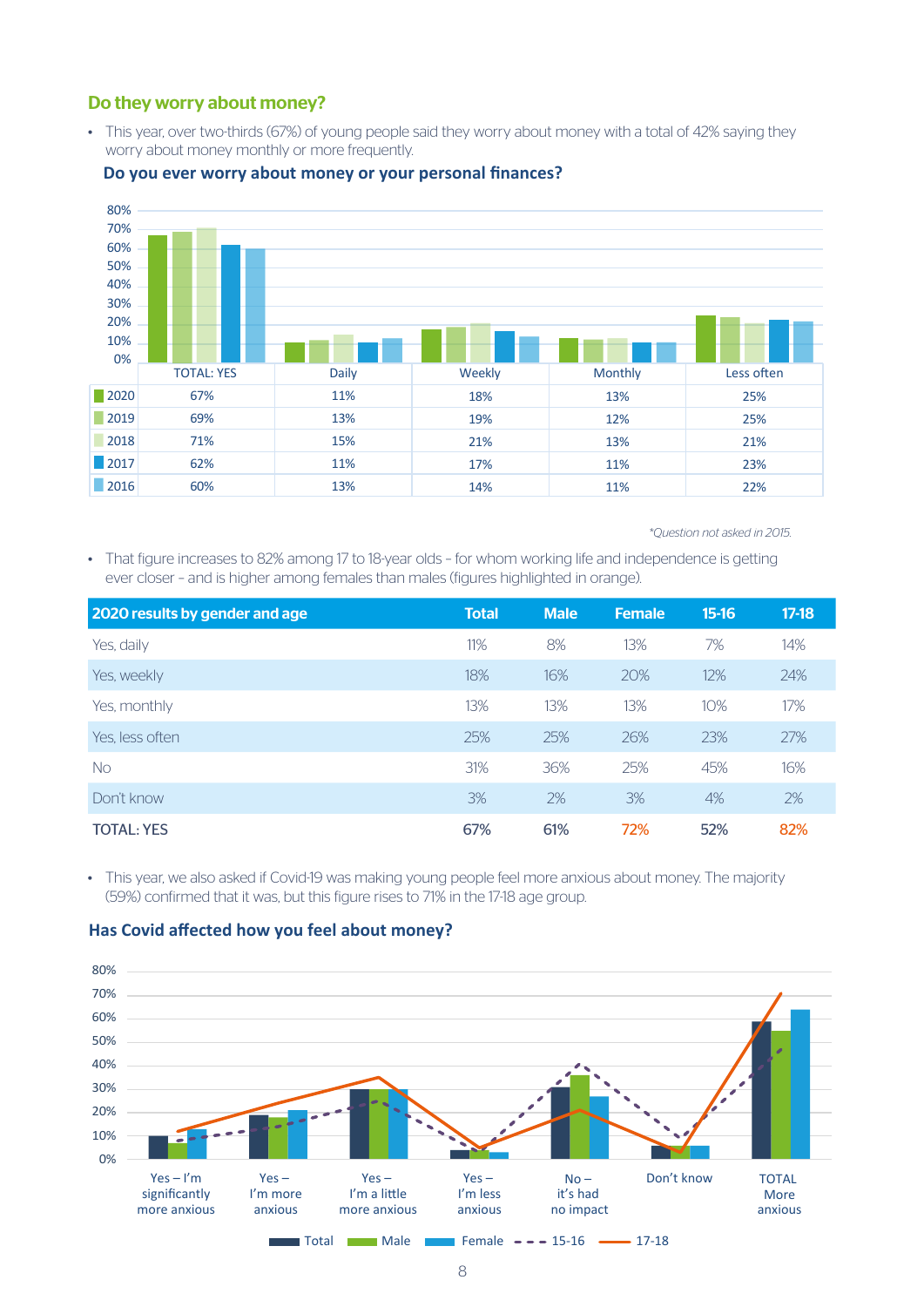## Do they worry about money?

- This year, over two-thirds (67%) of young people said they worry about money with a total of 42% saying they worry about money monthly or more frequently.

### Do you ever worry about money or your personal finances?

| | TOTAL: YES | Daily | Weekly | Monthly | Less often |
|---|---|---|---|---|---|
| 2020 | 67% | 11% | 18% | 13% | 25% |
| 2019 | 69% | 13% | 19% | 12% | 25% |
| 2018 | 71% | 15% | 21% | 13% | 21% |
| 2017 | 62% | 11% | 17% | 11% | 23% |
| 2016 | 60% | 13% | 14% | 11% | 22% |

*\*Question not asked in 2015.*

- That figure increases to 82% among 17 to 18-year olds – for whom working life and independence is getting ever closer – and is higher among females than males (figures highlighted in orange).

| 2020 results by gender and age | Total | Male | Female | 15-16 | 17-18 |
|---|---|---|---|---|---|
| Yes, daily | 11% | 8% | 13% | 7% | 14% |
| Yes, weekly | 18% | 16% | 20% | 12% | 24% |
| Yes, monthly | 13% | 13% | 13% | 10% | 17% |
| Yes, less often | 25% | 25% | 26% | 23% | 27% |
| No | 31% | 36% | 25% | 45% | 16% |
| Don't know | 3% | 2% | 3% | 4% | 2% |
| **TOTAL: YES** | **67%** | **61%** | **72%** | **52%** | **82%** |

- This year, we also asked if Covid-19 was making young people feel more anxious about money. The majority (59%) confirmed that it was, but this figure rises to 71% in the 17-18 age group.

### Has Covid affected how you feel about money?

Categories: Yes – I'm significantly more anxious; Yes – I'm more anxious; Yes – I'm a little more anxious; Yes – I'm less anxious; No – it's had no impact; Don't know; TOTAL More anxious

Legend: Total, Male, Female, 15-16, 17-18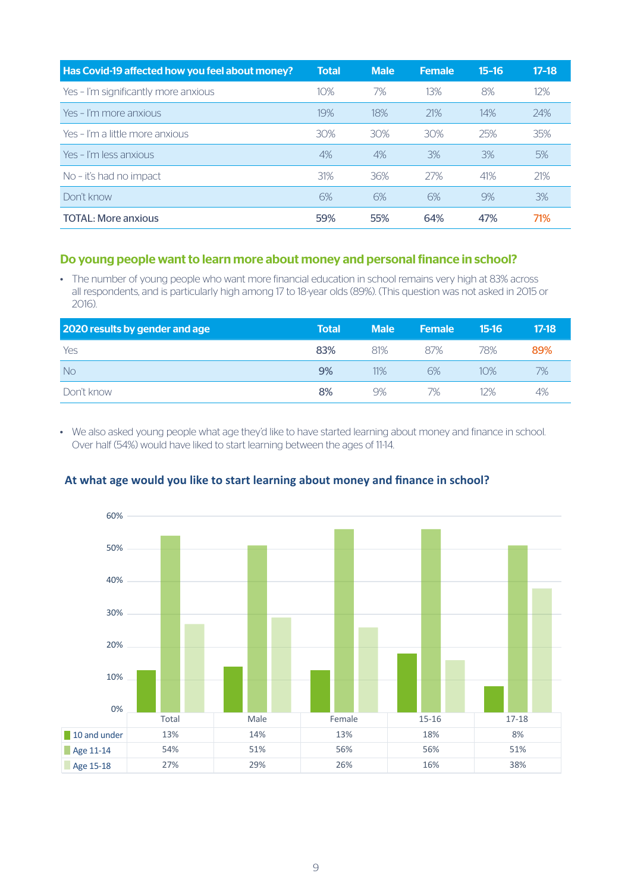| Has Covid-19 affected how you feel about money? | Total | Male | Female | 15-16 | 17-18 |
|---|---|---|---|---|---|
| Yes – I'm significantly more anxious | 10% | 7% | 13% | 8% | 12% |
| Yes – I'm more anxious | 19% | 18% | 21% | 14% | 24% |
| Yes – I'm a little more anxious | 30% | 30% | 30% | 25% | 35% |
| Yes – I'm less anxious | 4% | 4% | 3% | 3% | 5% |
| No – it's had no impact | 31% | 36% | 27% | 41% | 21% |
| Don't know | 6% | 6% | 6% | 9% | 3% |
| **TOTAL: More anxious** | **59%** | **55%** | **64%** | **47%** | **71%** |

## Do young people want to learn more about money and personal finance in school?

- The number of young people who want more financial education in school remains very high at 83% across all respondents, and is particularly high among 17 to 18-year olds (89%). (This question was not asked in 2015 or 2016).

| 2020 results by gender and age | Total | Male | Female | 15-16 | 17-18 |
|---|---|---|---|---|---|
| Yes | **83%** | 81% | 87% | 78% | 89% |
| No | **9%** | 11% | 6% | 10% | 7% |
| Don't know | **8%** | 9% | 7% | 12% | 4% |

- We also asked young people what age they'd like to have started learning about money and finance in school. Over half (54%) would have liked to start learning between the ages of 11-14.

### At what age would you like to start learning about money and finance in school?

| | Total | Male | Female | 15-16 | 17-18 |
|---|---|---|---|---|---|
| 10 and under | 13% | 14% | 13% | 18% | 8% |
| Age 11-14 | 54% | 51% | 56% | 56% | 51% |
| Age 15-18 | 27% | 29% | 26% | 16% | 38% |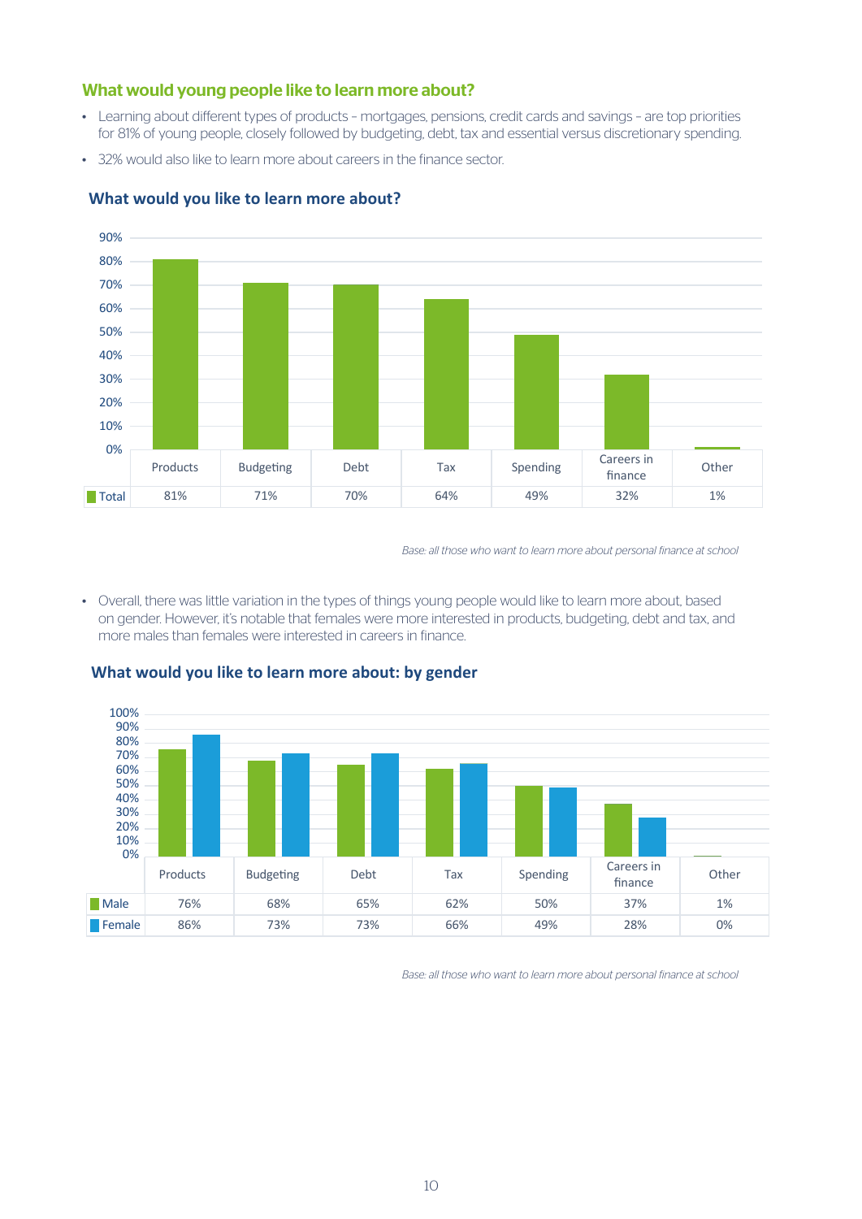## What would young people like to learn more about?

- Learning about different types of products – mortgages, pensions, credit cards and savings – are top priorities for 81% of young people, closely followed by budgeting, debt, tax and essential versus discretionary spending.
- 32% would also like to learn more about careers in the finance sector.

### What would you like to learn more about?

| | Products | Budgeting | Debt | Tax | Spending | Careers in finance | Other |
|---|---|---|---|---|---|---|---|
| Total | 81% | 71% | 70% | 64% | 49% | 32% | 1% |

*Base: all those who want to learn more about personal finance at school*

- Overall, there was little variation in the types of things young people would like to learn more about, based on gender. However, it's notable that females were more interested in products, budgeting, debt and tax, and more males than females were interested in careers in finance.

### What would you like to learn more about: by gender

| | Products | Budgeting | Debt | Tax | Spending | Careers in finance | Other |
|---|---|---|---|---|---|---|---|
| Male | 76% | 68% | 65% | 62% | 50% | 37% | 1% |
| Female | 86% | 73% | 73% | 66% | 49% | 28% | 0% |

*Base: all those who want to learn more about personal finance at school*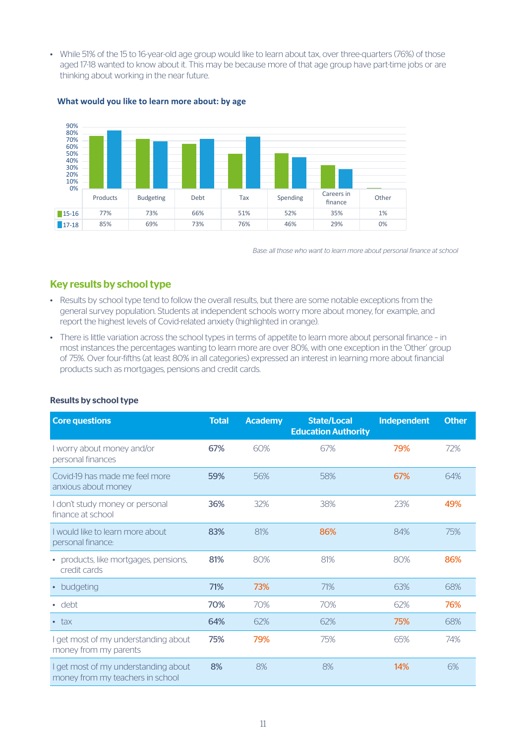- While 51% of the 15 to 16-year-old age group would like to learn about tax, over three-quarters (76%) of those aged 17-18 wanted to know about it. This may be because more of that age group have part-time jobs or are thinking about working in the near future.

**What would you like to learn more about: by age**

| | Products | Budgeting | Debt | Tax | Spending | Careers in finance | Other |
|---|---|---|---|---|---|---|---|
| 15-16 | 77% | 73% | 66% | 51% | 52% | 35% | 1% |
| 17-18 | 85% | 69% | 73% | 76% | 46% | 29% | 0% |

*Base: all those who want to learn more about personal finance at school*

## Key results by school type

- Results by school type tend to follow the overall results, but there are some notable exceptions from the general survey population. Students at independent schools worry more about money, for example, and report the highest levels of Covid-related anxiety (highlighted in orange).
- There is little variation across the school types in terms of appetite to learn more about personal finance – in most instances the percentages wanting to learn more are over 80%, with one exception in the 'Other' group of 75%. Over four-fifths (at least 80% in all categories) expressed an interest in learning more about financial products such as mortgages, pensions and credit cards.

**Results by school type**

| Core questions | Total | Academy | State/Local Education Authority | Independent | Other |
|---|---|---|---|---|---|
| I worry about money and/or personal finances | **67%** | 60% | 67% | 79% | 72% |
| Covid-19 has made me feel more anxious about money | **59%** | 56% | 58% | 67% | 64% |
| I don't study money or personal finance at school | **36%** | 32% | 38% | 23% | 49% |
| I would like to learn more about personal finance: | **83%** | 81% | 86% | 84% | 75% |
| • products, like mortgages, pensions, credit cards | **81%** | 80% | 81% | 80% | 86% |
| • budgeting | **71%** | 73% | 71% | 63% | 68% |
| • debt | **70%** | 70% | 70% | 62% | 76% |
| • tax | **64%** | 62% | 62% | 75% | 68% |
| I get most of my understanding about money from my parents | **75%** | 79% | 75% | 65% | 74% |
| I get most of my understanding about money from my teachers in school | **8%** | 8% | 8% | 14% | 6% |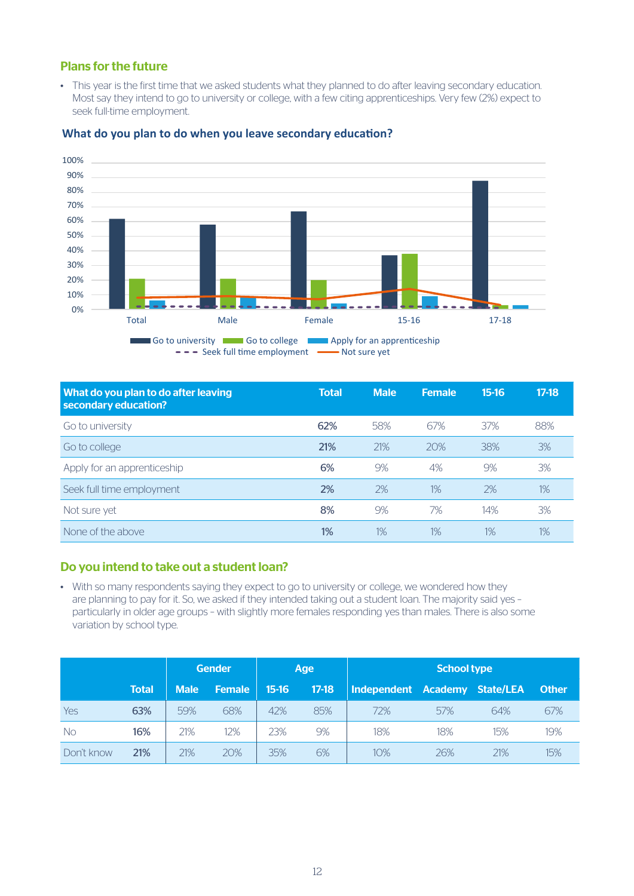## Plans for the future

- This year is the first time that we asked students what they planned to do after leaving secondary education. Most say they intend to go to university or college, with a few citing apprenticeships. Very few (2%) expect to seek full-time employment.

### What do you plan to do when you leave secondary education?

| What do you plan to do after leaving secondary education? | Total | Male | Female | 15-16 | 17-18 |
|---|---|---|---|---|---|
| Go to university | **62%** | 58% | 67% | 37% | 88% |
| Go to college | **21%** | 21% | 20% | 38% | 3% |
| Apply for an apprenticeship | **6%** | 9% | 4% | 9% | 3% |
| Seek full time employment | **2%** | 2% | 1% | 2% | 1% |
| Not sure yet | **8%** | 9% | 7% | 14% | 3% |
| None of the above | **1%** | 1% | 1% | 1% | 1% |

## Do you intend to take out a student loan?

- With so many respondents saying they expect to go to university or college, we wondered how they are planning to pay for it. So, we asked if they intended taking out a student loan. The majority said yes – particularly in older age groups – with slightly more females responding yes than males. There is also some variation by school type.

| | | Gender | | Age | | School type | | | |
|---|---|---|---|---|---|---|---|---|---|
| | **Total** | **Male** | **Female** | **15-16** | **17-18** | **Independent** | **Academy** | **State/LEA** | **Other** |
| Yes | **63%** | 59% | 68% | 42% | 85% | 72% | 57% | 64% | 67% |
| No | **16%** | 21% | 12% | 23% | 9% | 18% | 18% | 15% | 19% |
| Don't know | **21%** | 21% | 20% | 35% | 6% | 10% | 26% | 21% | 15% |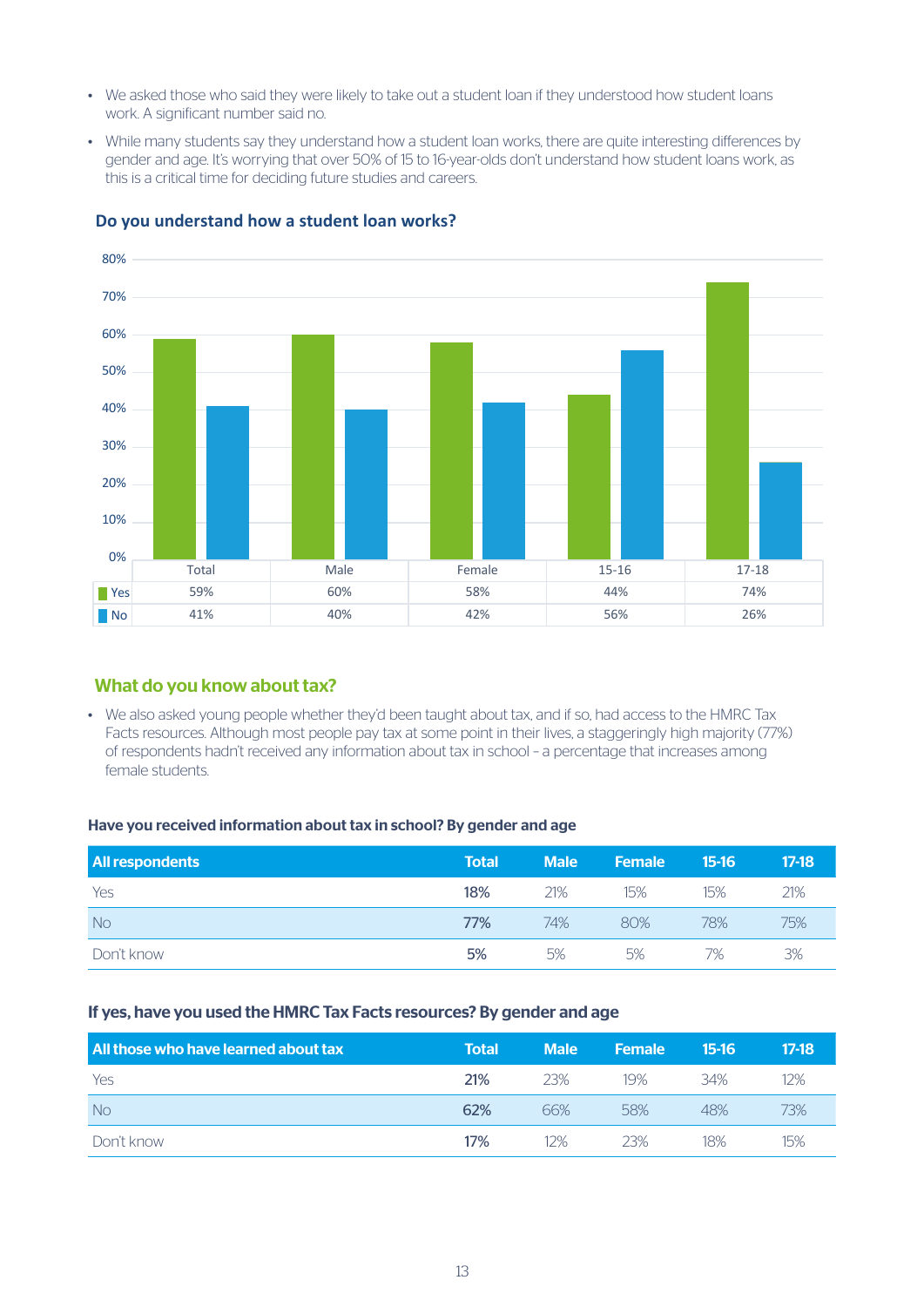- We asked those who said they were likely to take out a student loan if they understood how student loans work. A significant number said no.
- While many students say they understand how a student loan works, there are quite interesting differences by gender and age. It's worrying that over 50% of 15 to 16-year-olds don't understand how student loans work, as this is a critical time for deciding future studies and careers.

### Do you understand how a student loan works?

| | Total | Male | Female | 15-16 | 17-18 |
|---|---|---|---|---|---|
| Yes | 59% | 60% | 58% | 44% | 74% |
| No | 41% | 40% | 42% | 56% | 26% |

## What do you know about tax?

- We also asked young people whether they'd been taught about tax, and if so, had access to the HMRC Tax Facts resources. Although most people pay tax at some point in their lives, a staggeringly high majority (77%) of respondents hadn't received any information about tax in school – a percentage that increases among female students.

### Have you received information about tax in school? By gender and age

| All respondents | Total | Male | Female | 15-16 | 17-18 |
|---|---|---|---|---|---|
| Yes | **18%** | 21% | 15% | 15% | 21% |
| No | **77%** | 74% | 80% | 78% | 75% |
| Don't know | **5%** | 5% | 5% | 7% | 3% |

### If yes, have you used the HMRC Tax Facts resources? By gender and age

| All those who have learned about tax | Total | Male | Female | 15-16 | 17-18 |
|---|---|---|---|---|---|
| Yes | **21%** | 23% | 19% | 34% | 12% |
| No | **62%** | 66% | 58% | 48% | 73% |
| Don't know | **17%** | 12% | 23% | 18% | 15% |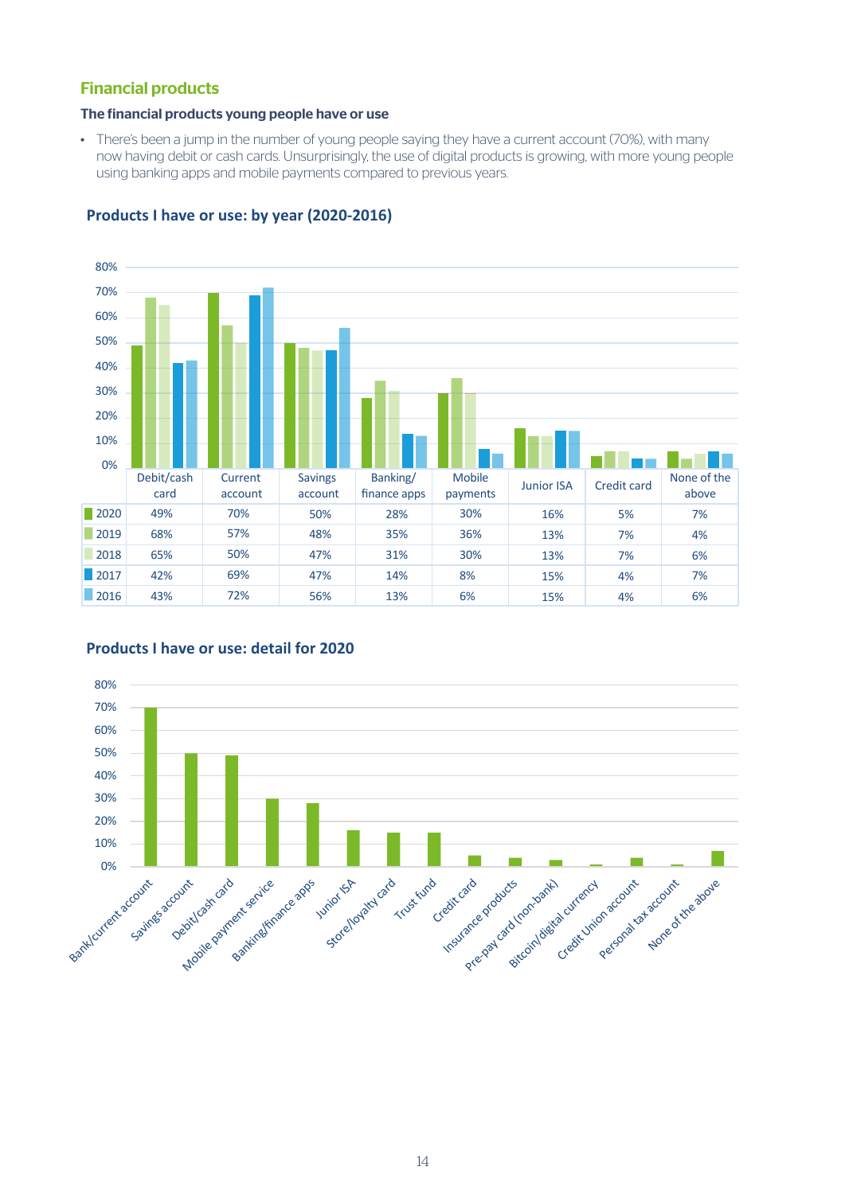## Financial products

### The financial products young people have or use

- There's been a jump in the number of young people saying they have a current account (70%), with many now having debit or cash cards. Unsurprisingly, the use of digital products is growing, with more young people using banking apps and mobile payments compared to previous years.

### Products I have or use: by year (2020-2016)

| | Debit/cash card | Current account | Savings account | Banking/ finance apps | Mobile payments | Junior ISA | Credit card | None of the above |
|---|---|---|---|---|---|---|---|---|
| 2020 | 49% | 70% | 50% | 28% | 30% | 16% | 5% | 7% |
| 2019 | 68% | 57% | 48% | 35% | 36% | 13% | 7% | 4% |
| 2018 | 65% | 50% | 47% | 31% | 30% | 13% | 7% | 6% |
| 2017 | 42% | 69% | 47% | 14% | 8% | 15% | 4% | 7% |
| 2016 | 43% | 72% | 56% | 13% | 6% | 15% | 4% | 6% |

### Products I have or use: detail for 2020

Bank/current account, Savings account, Debit/cash card, Mobile payment service, Banking/finance apps, Junior ISA, Store/loyalty card, Trust fund, Credit card, Insurance products, Pre-pay card (non-bank), Bitcoin/digital currency, Credit Union account, Personal tax account, None of the above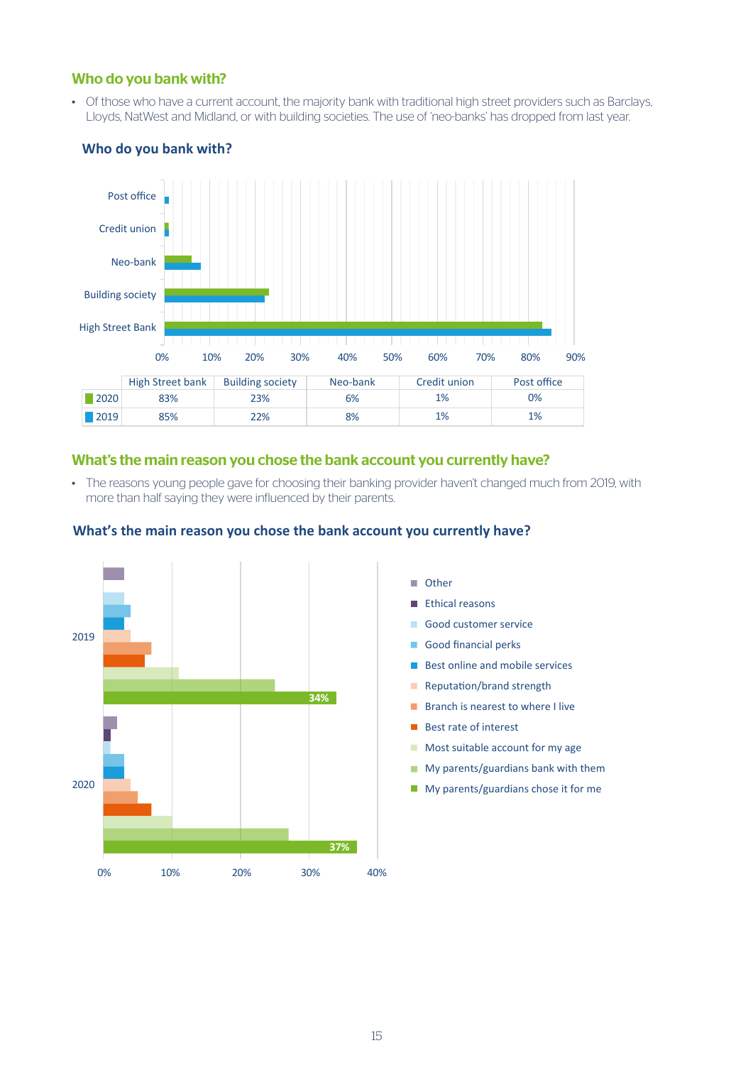## Who do you bank with?

- Of those who have a current account, the majority bank with traditional high street providers such as Barclays, Lloyds, NatWest and Midland, or with building societies. The use of 'neo-banks' has dropped from last year.

### Who do you bank with?

| | High Street bank | Building society | Neo-bank | Credit union | Post office |
|---|---|---|---|---|---|
| 2020 | 83% | 23% | 6% | 1% | 0% |
| 2019 | 85% | 22% | 8% | 1% | 1% |

## What's the main reason you chose the bank account you currently have?

- The reasons young people gave for choosing their banking provider haven't changed much from 2019, with more than half saying they were influenced by their parents.

### What's the main reason you chose the bank account you currently have?

- Other
- Ethical reasons
- Good customer service
- Good financial perks
- Best online and mobile services
- Reputation/brand strength
- Branch is nearest to where I live
- Best rate of interest
- Most suitable account for my age
- My parents/guardians bank with them
- My parents/guardians chose it for me

2019: My parents/guardians chose it for me 34%

2020: My parents/guardians chose it for me 37%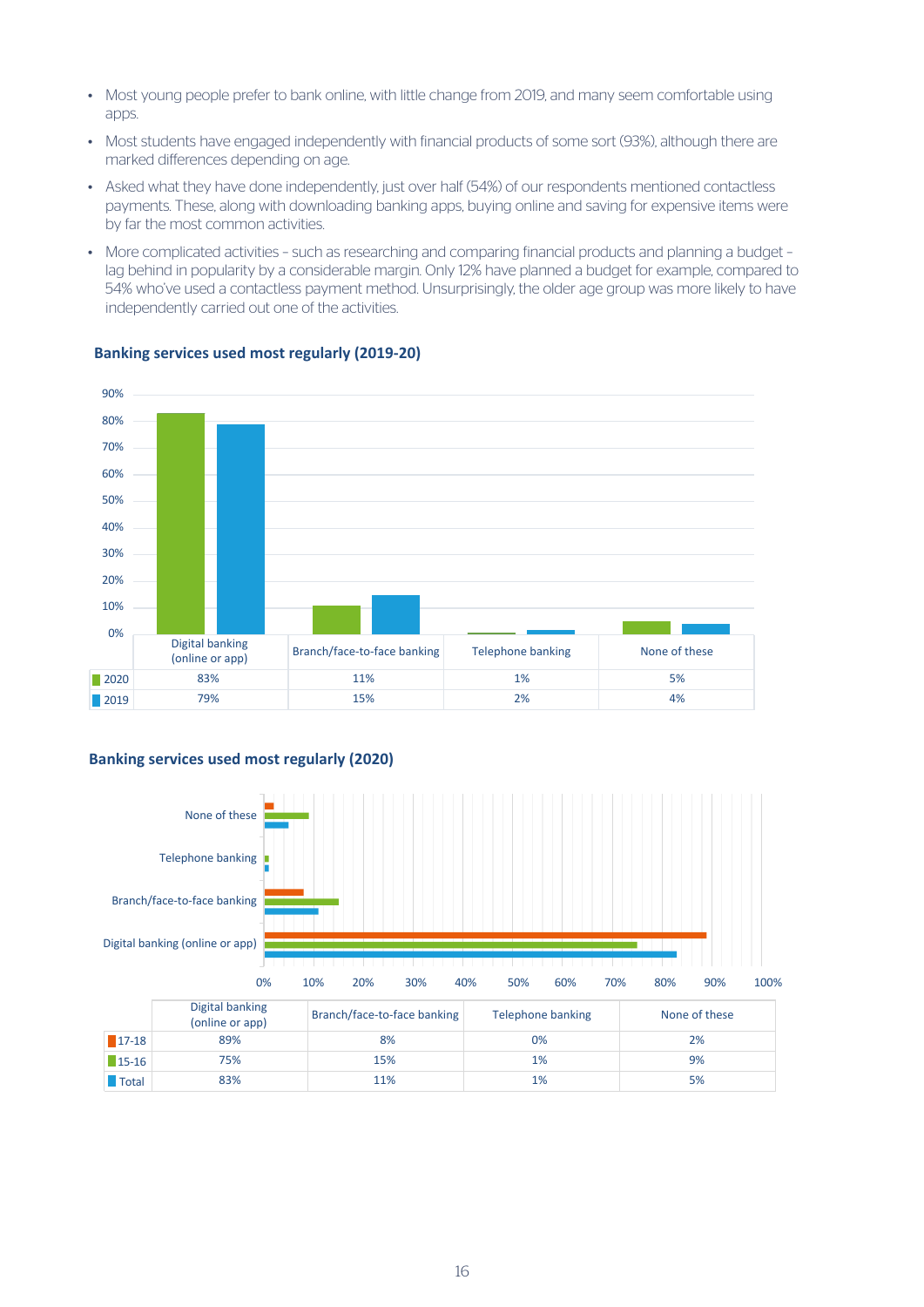- Most young people prefer to bank online, with little change from 2019, and many seem comfortable using apps.
- Most students have engaged independently with financial products of some sort (93%), although there are marked differences depending on age.
- Asked what they have done independently, just over half (54%) of our respondents mentioned contactless payments. These, along with downloading banking apps, buying online and saving for expensive items were by far the most common activities.
- More complicated activities – such as researching and comparing financial products and planning a budget – lag behind in popularity by a considerable margin. Only 12% have planned a budget for example, compared to 54% who've used a contactless payment method. Unsurprisingly, the older age group was more likely to have independently carried out one of the activities.

**Banking services used most regularly (2019-20)**

| | Digital banking (online or app) | Branch/face-to-face banking | Telephone banking | None of these |
|---|---|---|---|---|
| 2020 | 83% | 11% | 1% | 5% |
| 2019 | 79% | 15% | 2% | 4% |

**Banking services used most regularly (2020)**

| | Digital banking (online or app) | Branch/face-to-face banking | Telephone banking | None of these |
|---|---|---|---|---|
| 17-18 | 89% | 8% | 0% | 2% |
| 15-16 | 75% | 15% | 1% | 9% |
| Total | 83% | 11% | 1% | 5% |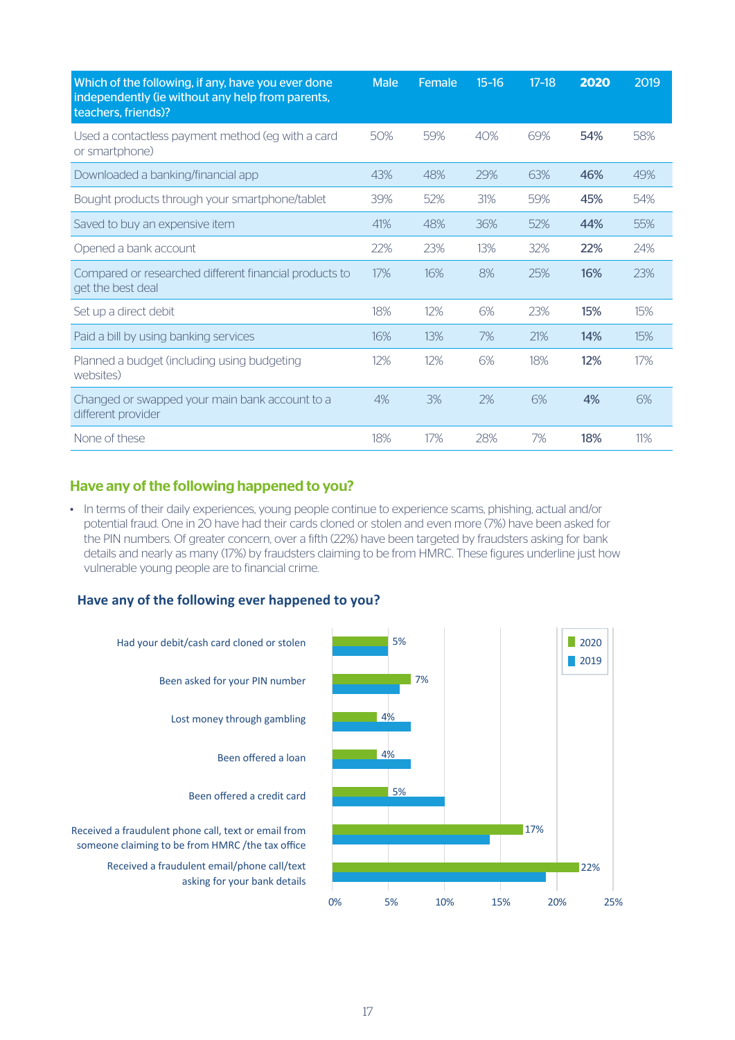| Which of the following, if any, have you ever done independently (ie without any help from parents, teachers, friends)? | Male | Female | 15-16 | 17-18 | **2020** | 2019 |
|---|---|---|---|---|---|---|
| Used a contactless payment method (eg with a card or smartphone) | 50% | 59% | 40% | 69% | **54%** | 58% |
| Downloaded a banking/financial app | 43% | 48% | 29% | 63% | **46%** | 49% |
| Bought products through your smartphone/tablet | 39% | 52% | 31% | 59% | **45%** | 54% |
| Saved to buy an expensive item | 41% | 48% | 36% | 52% | **44%** | 55% |
| Opened a bank account | 22% | 23% | 13% | 32% | **22%** | 24% |
| Compared or researched different financial products to get the best deal | 17% | 16% | 8% | 25% | **16%** | 23% |
| Set up a direct debit | 18% | 12% | 6% | 23% | **15%** | 15% |
| Paid a bill by using banking services | 16% | 13% | 7% | 21% | **14%** | 15% |
| Planned a budget (including using budgeting websites) | 12% | 12% | 6% | 18% | **12%** | 17% |
| Changed or swapped your main bank account to a different provider | 4% | 3% | 2% | 6% | **4%** | 6% |
| None of these | 18% | 17% | 28% | 7% | **18%** | 11% |

## Have any of the following happened to you?

- In terms of their daily experiences, young people continue to experience scams, phishing, actual and/or potential fraud. One in 20 have had their cards cloned or stolen and even more (7%) have been asked for the PIN numbers. Of greater concern, over a fifth (22%) have been targeted by fraudsters asking for bank details and nearly as many (17%) by fraudsters claiming to be from HMRC. These figures underline just how vulnerable young people are to financial crime.

### Have any of the following ever happened to you?

| | 2020 |
|---|---|
| Had your debit/cash card cloned or stolen | 5% |
| Been asked for your PIN number | 7% |
| Lost money through gambling | 4% |
| Been offered a loan | 4% |
| Been offered a credit card | 5% |
| Received a fraudulent phone call, text or email from someone claiming to be from HMRC /the tax office | 17% |
| Received a fraudulent email/phone call/text asking for your bank details | 22% |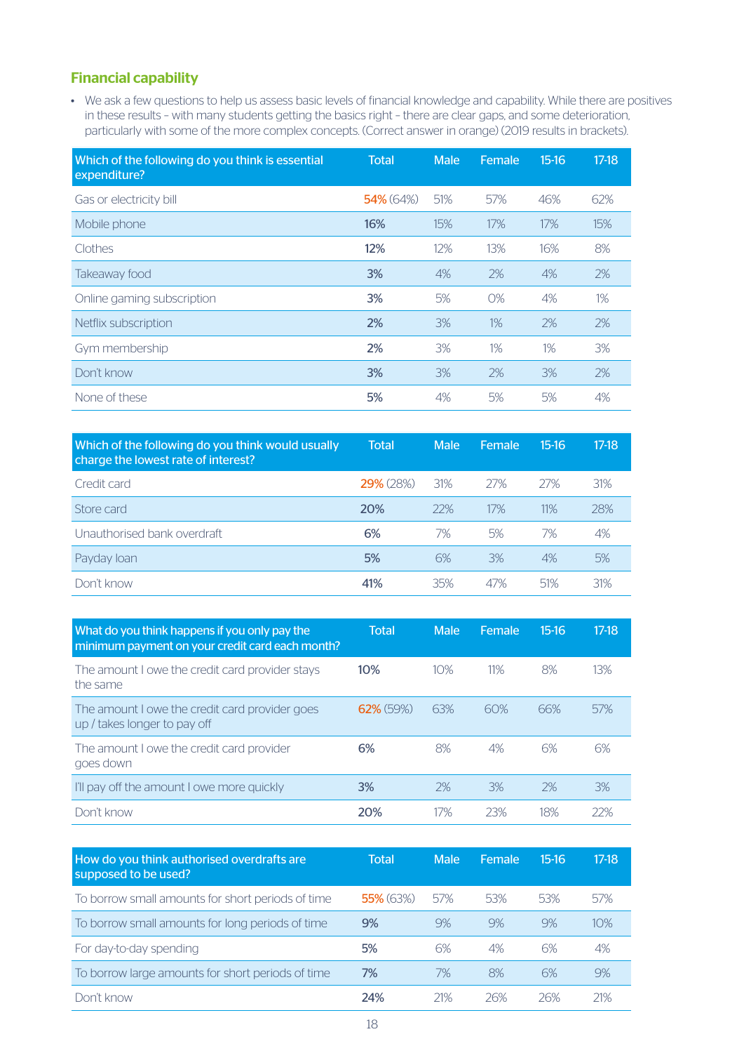## Financial capability

- We ask a few questions to help us assess basic levels of financial knowledge and capability. While there are positives in these results – with many students getting the basics right – there are clear gaps, and some deterioration, particularly with some of the more complex concepts. (Correct answer in orange) (2019 results in brackets).

| Which of the following do you think is essential expenditure? | Total | Male | Female | 15-16 | 17-18 |
|---|---|---|---|---|---|
| Gas or electricity bill | **54%** (64%) | 51% | 57% | 46% | 62% |
| Mobile phone | **16%** | 15% | 17% | 17% | 15% |
| Clothes | **12%** | 12% | 13% | 16% | 8% |
| Takeaway food | **3%** | 4% | 2% | 4% | 2% |
| Online gaming subscription | **3%** | 5% | 0% | 4% | 1% |
| Netflix subscription | **2%** | 3% | 1% | 2% | 2% |
| Gym membership | **2%** | 3% | 1% | 1% | 3% |
| Don't know | **3%** | 3% | 2% | 3% | 2% |
| None of these | **5%** | 4% | 5% | 5% | 4% |

| Which of the following do you think would usually charge the lowest rate of interest? | Total | Male | Female | 15-16 | 17-18 |
|---|---|---|---|---|---|
| Credit card | **29%** (28%) | 31% | 27% | 27% | 31% |
| Store card | **20%** | 22% | 17% | 11% | 28% |
| Unauthorised bank overdraft | **6%** | 7% | 5% | 7% | 4% |
| Payday loan | **5%** | 6% | 3% | 4% | 5% |
| Don't know | **41%** | 35% | 47% | 51% | 31% |

| What do you think happens if you only pay the minimum payment on your credit card each month? | Total | Male | Female | 15-16 | 17-18 |
|---|---|---|---|---|---|
| The amount I owe the credit card provider stays the same | **10%** | 10% | 11% | 8% | 13% |
| The amount I owe the credit card provider goes up / takes longer to pay off | **62%** (59%) | 63% | 60% | 66% | 57% |
| The amount I owe the credit card provider goes down | **6%** | 8% | 4% | 6% | 6% |
| I'll pay off the amount I owe more quickly | **3%** | 2% | 3% | 2% | 3% |
| Don't know | **20%** | 17% | 23% | 18% | 22% |

| How do you think authorised overdrafts are supposed to be used? | Total | Male | Female | 15-16 | 17-18 |
|---|---|---|---|---|---|
| To borrow small amounts for short periods of time | **55%** (63%) | 57% | 53% | 53% | 57% |
| To borrow small amounts for long periods of time | **9%** | 9% | 9% | 9% | 10% |
| For day-to-day spending | **5%** | 6% | 4% | 6% | 4% |
| To borrow large amounts for short periods of time | **7%** | 7% | 8% | 6% | 9% |
| Don't know | **24%** | 21% | 26% | 26% | 21% |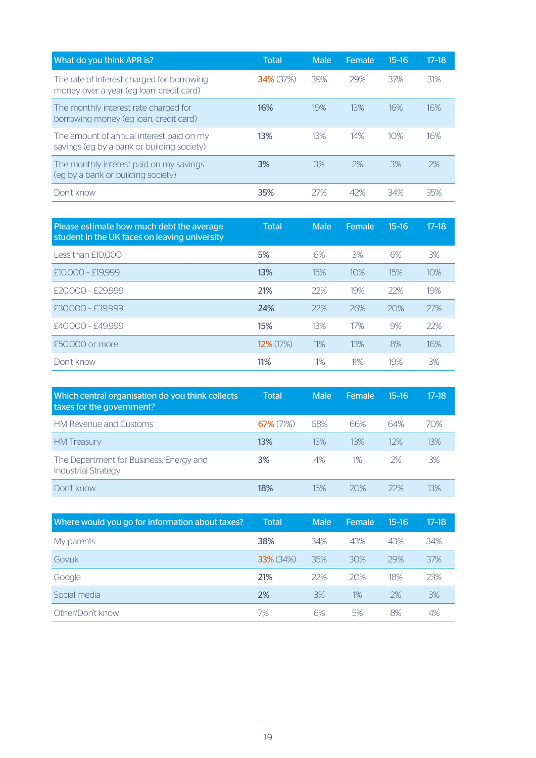| What do you think APR is? | Total | Male | Female | 15-16 | 17-18 |
|---|---|---|---|---|---|
| The rate of interest charged for borrowing money over a year (eg loan, credit card) | 34% (37%) | 39% | 29% | 37% | 31% |
| The monthly interest rate charged for borrowing money (eg loan, credit card) | **16%** | 19% | 13% | 16% | 16% |
| The amount of annual interest paid on my savings (eg by a bank or building society) | **13%** | 13% | 14% | 10% | 16% |
| The monthly interest paid on my savings (eg by a bank or building society) | **3%** | 3% | 2% | 3% | 2% |
| Don't know | **35%** | 27% | 42% | 34% | 35% |

| Please estimate how much debt the average student in the UK faces on leaving university | Total | Male | Female | 15-16 | 17-18 |
|---|---|---|---|---|---|
| Less than £10,000 | **5%** | 6% | 3% | 6% | 3% |
| £10,000 - £19,999 | **13%** | 15% | 10% | 15% | 10% |
| £20,000 - £29,999 | **21%** | 22% | 19% | 22% | 19% |
| £30,000 - £39,999 | **24%** | 22% | 26% | 20% | 27% |
| £40,000 - £49,999 | **15%** | 13% | 17% | 9% | 22% |
| £50,000 or more | 12% (17%) | 11% | 13% | 8% | 16% |
| Don't know | **11%** | 11% | 11% | 19% | 3% |

| Which central organisation do you think collects taxes for the government? | Total | Male | Female | 15-16 | 17-18 |
|---|---|---|---|---|---|
| HM Revenue and Customs | 67% (71%) | 68% | 66% | 64% | 70% |
| HM Treasury | **13%** | 13% | 13% | 12% | 13% |
| The Department for Business, Energy and Industrial Strategy | **3%** | 4% | 1% | 2% | 3% |
| Don't know | **18%** | 15% | 20% | 22% | 13% |

| Where would you go for information about taxes? | Total | Male | Female | 15-16 | 17-18 |
|---|---|---|---|---|---|
| My parents | **38%** | 34% | 43% | 43% | 34% |
| Gov.uk | 33% (34%) | 35% | 30% | 29% | 37% |
| Google | **21%** | 22% | 20% | 18% | 23% |
| Social media | **2%** | 3% | 1% | 2% | 3% |
| Other/Don't know | 7% | 6% | 5% | 8% | 4% |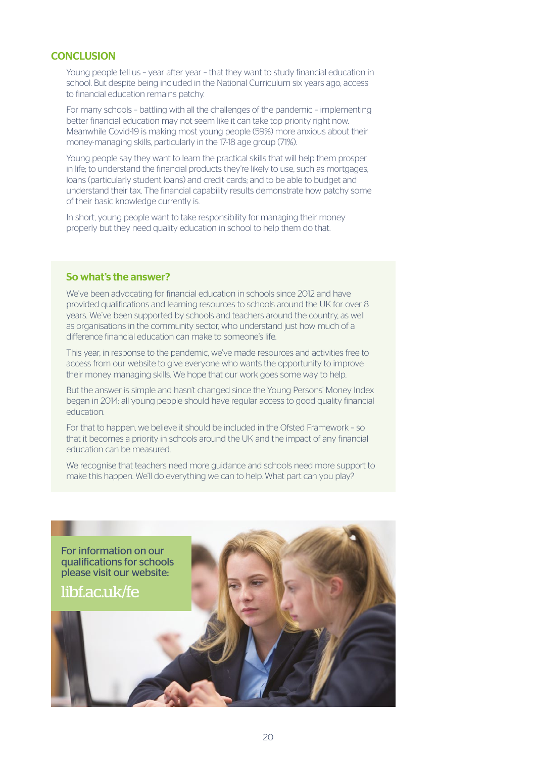## CONCLUSION

Young people tell us – year after year – that they want to study financial education in school. But despite being included in the National Curriculum six years ago, access to financial education remains patchy.

For many schools – battling with all the challenges of the pandemic – implementing better financial education may not seem like it can take top priority right now. Meanwhile Covid-19 is making most young people (59%) more anxious about their money-managing skills, particularly in the 17-18 age group (71%).

Young people say they want to learn the practical skills that will help them prosper in life; to understand the financial products they're likely to use, such as mortgages, loans (particularly student loans) and credit cards; and to be able to budget and understand their tax. The financial capability results demonstrate how patchy some of their basic knowledge currently is.

In short, young people want to take responsibility for managing their money properly but they need quality education in school to help them do that.

### So what's the answer?

We've been advocating for financial education in schools since 2012 and have provided qualifications and learning resources to schools around the UK for over 8 years. We've been supported by schools and teachers around the country, as well as organisations in the community sector, who understand just how much of a difference financial education can make to someone's life.

This year, in response to the pandemic, we've made resources and activities free to access from our website to give everyone who wants the opportunity to improve their money managing skills. We hope that our work goes some way to help.

But the answer is simple and hasn't changed since the Young Persons' Money Index began in 2014: all young people should have regular access to good quality financial education.

For that to happen, we believe it should be included in the Ofsted Framework – so that it becomes a priority in schools around the UK and the impact of any financial education can be measured.

We recognise that teachers need more guidance and schools need more support to make this happen. We'll do everything we can to help. What part can you play?

For information on our qualifications for schools please visit our website:

libf.ac.uk/fe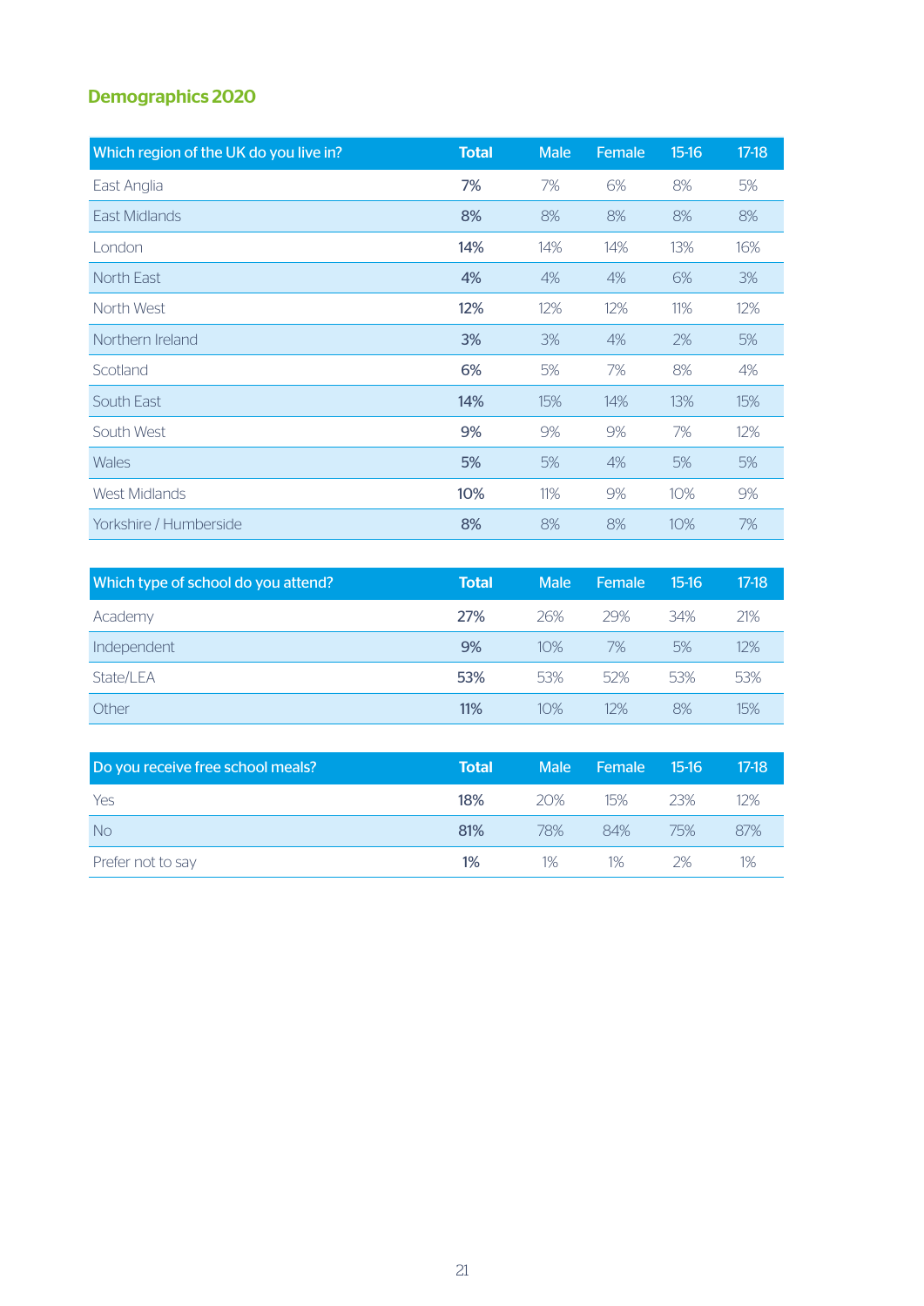## Demographics 2020

| Which region of the UK do you live in? | Total | Male | Female | 15-16 | 17-18 |
|---|---|---|---|---|---|
| East Anglia | **7%** | 7% | 6% | 8% | 5% |
| East Midlands | **8%** | 8% | 8% | 8% | 8% |
| London | **14%** | 14% | 14% | 13% | 16% |
| North East | **4%** | 4% | 4% | 6% | 3% |
| North West | **12%** | 12% | 12% | 11% | 12% |
| Northern Ireland | **3%** | 3% | 4% | 2% | 5% |
| Scotland | **6%** | 5% | 7% | 8% | 4% |
| South East | **14%** | 15% | 14% | 13% | 15% |
| South West | **9%** | 9% | 9% | 7% | 12% |
| Wales | **5%** | 5% | 4% | 5% | 5% |
| West Midlands | **10%** | 11% | 9% | 10% | 9% |
| Yorkshire / Humberside | **8%** | 8% | 8% | 10% | 7% |

| Which type of school do you attend? | Total | Male | Female | 15-16 | 17-18 |
|---|---|---|---|---|---|
| Academy | **27%** | 26% | 29% | 34% | 21% |
| Independent | **9%** | 10% | 7% | 5% | 12% |
| State/LEA | **53%** | 53% | 52% | 53% | 53% |
| Other | **11%** | 10% | 12% | 8% | 15% |

| Do you receive free school meals? | Total | Male | Female | 15-16 | 17-18 |
|---|---|---|---|---|---|
| Yes | **18%** | 20% | 15% | 23% | 12% |
| No | **81%** | 78% | 84% | 75% | 87% |
| Prefer not to say | **1%** | 1% | 1% | 2% | 1% |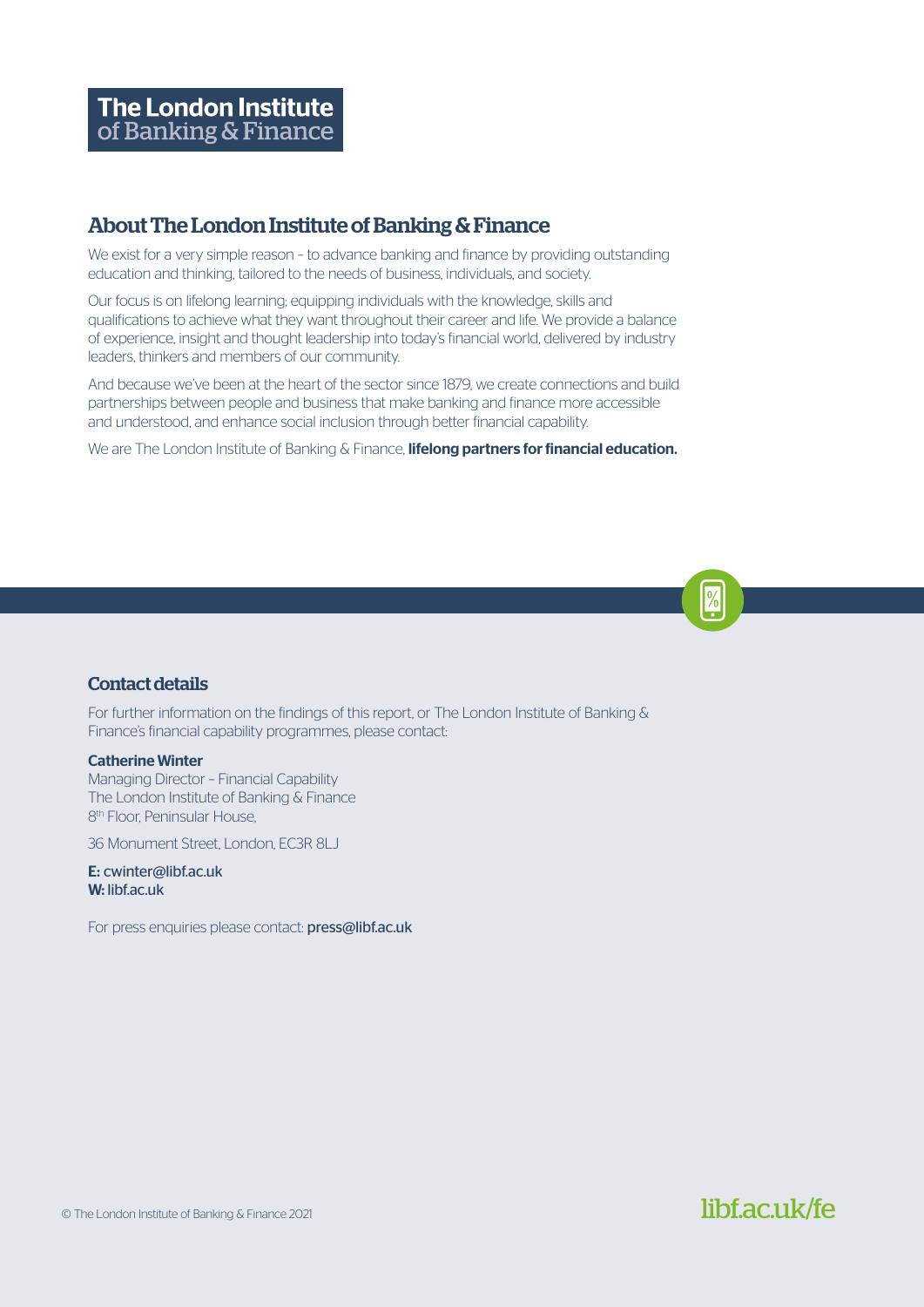**The London Institute of Banking & Finance**

## About The London Institute of Banking & Finance

We exist for a very simple reason – to advance banking and finance by providing outstanding education and thinking, tailored to the needs of business, individuals, and society.

Our focus is on lifelong learning; equipping individuals with the knowledge, skills and qualifications to achieve what they want throughout their career and life. We provide a balance of experience, insight and thought leadership into today's financial world, delivered by industry leaders, thinkers and members of our community.

And because we've been at the heart of the sector since 1879, we create connections and build partnerships between people and business that make banking and finance more accessible and understood, and enhance social inclusion through better financial capability.

We are The London Institute of Banking & Finance, **lifelong partners for financial education.**

## Contact details

For further information on the findings of this report, or The London Institute of Banking & Finance's financial capability programmes, please contact:

**Catherine Winter**
Managing Director – Financial Capability
The London Institute of Banking & Finance
8th Floor, Peninsular House,

36 Monument Street, London, EC3R 8LJ

**E:** cwinter@libf.ac.uk
**W:** libf.ac.uk

For press enquiries please contact: press@libf.ac.uk

© The London Institute of Banking & Finance 2021

libf.ac.uk/fe